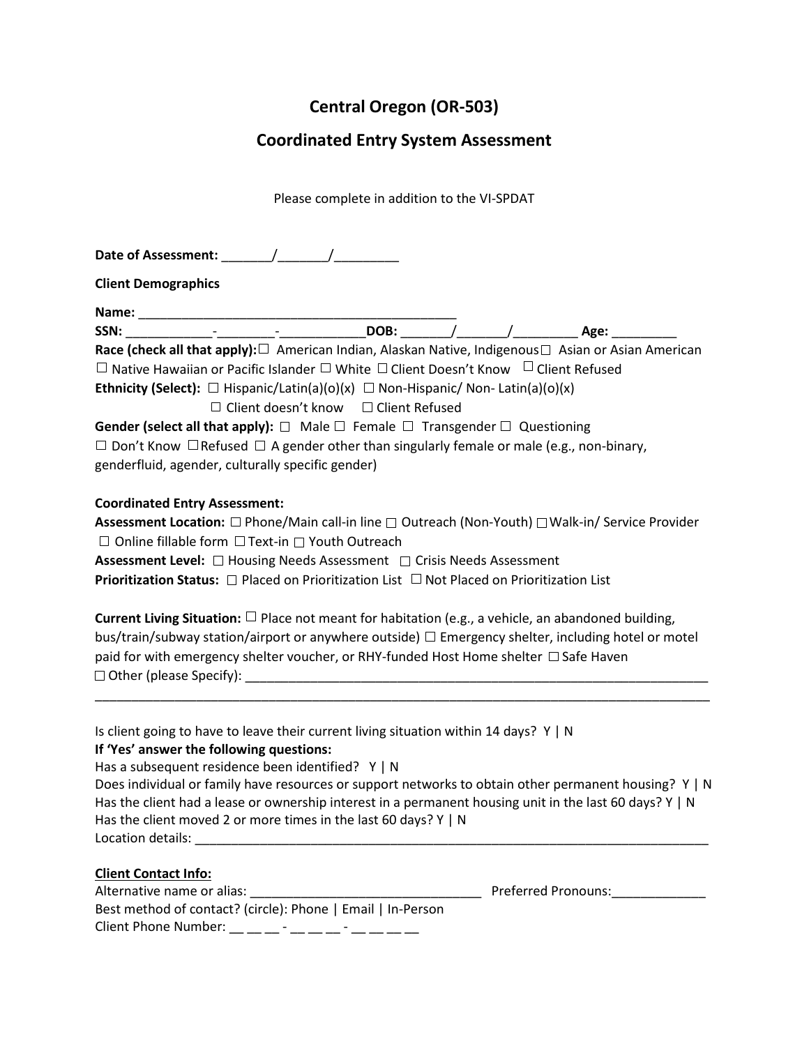# Central Oregon (OR-503)

## Coordinated Entry System Assessment

Please complete in addition to the VI-SPDAT

**Date of Assessment:** _______/_______/_________

**Client Demographics**

**Name:** _____________________________________________

**SSN:** ____________-________-____________**DOB:** _______/_______/_________ **Age:** _________

**Race (check all that apply):** ☐ American Indian, Alaskan Native, Indigenous ☐ Asian or Asian American ☐ Native Hawaiian or Pacific Islander ☐ White ☐ Client Doesn't Know ☐ Client Refused

**Ethnicity (Select):** ☐ Hispanic/Latin(a)(o)(x) ☐ Non-Hispanic/ Non- Latin(a)(o)(x) ☐ Client doesn't know ☐ Client Refused

**Gender (select all that apply):** ☐ Male ☐ Female ☐ Transgender ☐ Questioning ☐ Don't Know ☐ Refused ☐ A gender other than singularly female or male (e.g., non-binary, genderfluid, agender, culturally specific gender)

**Coordinated Entry Assessment:**

**Assessment Location:** ☐ Phone/Main call-in line ☐ Outreach (Non-Youth) ☐ Walk-in/ Service Provider ☐ Online fillable form ☐ Text-in ☐ Youth Outreach

**Assessment Level:** ☐ Housing Needs Assessment ☐ Crisis Needs Assessment

**Prioritization Status:** ☐ Placed on Prioritization List ☐ Not Placed on Prioritization List

**Current Living Situation:** ☐ Place not meant for habitation (e.g., a vehicle, an abandoned building, bus/train/subway station/airport or anywhere outside) ☐ Emergency shelter, including hotel or motel paid for with emergency shelter voucher, or RHY-funded Host Home shelter ☐ Safe Haven ☐ Other (please Specify): _________________________________________________________________

_____________________________________________________________________________________

Is client going to have to leave their current living situation within 14 days? Y | N

**If 'Yes' answer the following questions:**

Has a subsequent residence been identified? Y | N

Does individual or family have resources or support networks to obtain other permanent housing? Y | N

Has the client had a lease or ownership interest in a permanent housing unit in the last 60 days? Y | N

Has the client moved 2 or more times in the last 60 days? Y | N

Location details: _____________________________________________________________________

**Client Contact Info:**

Alternative name or alias: ________________________________ Preferred Pronouns:_____________

Best method of contact? (circle): Phone | Email | In-Person

Client Phone Number: __ __ __ - __ __ __ - __ __ __ __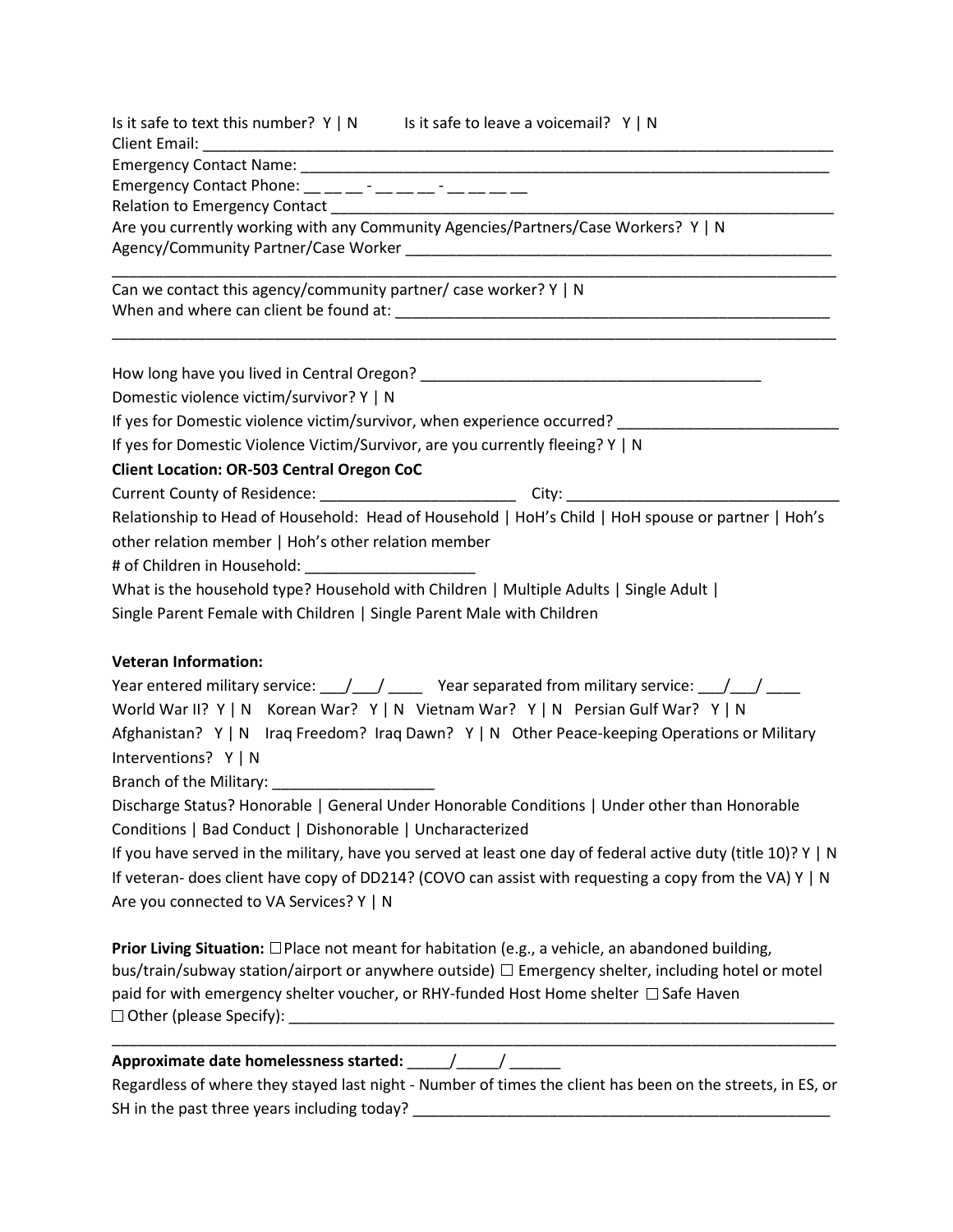Is it safe to text this number? Y | N     Is it safe to leave a voicemail? Y | N

Client Email: ______________________________________________________________________________

Emergency Contact Name: _________________________________________________________________

Emergency Contact Phone: __ __ __ - __ __ __ - __ __ __ __

Relation to Emergency Contact ____________________________________________________________

Are you currently working with any Community Agencies/Partners/Case Workers? Y | N

Agency/Community Partner/Case Worker ______________________________________________________

______________________________________________________________________________________

Can we contact this agency/community partner/ case worker? Y | N

When and where can client be found at: ______________________________________________________

______________________________________________________________________________________

How long have you lived in Central Oregon? ________________________________________

Domestic violence victim/survivor? Y | N

If yes for Domestic violence victim/survivor, when experience occurred? _________________________

If yes for Domestic Violence Victim/Survivor, are you currently fleeing? Y | N

**Client Location: OR-503 Central Oregon CoC**

Current County of Residence: ______________________ City: ________________________________

Relationship to Head of Household: Head of Household | HoH's Child | HoH spouse or partner | Hoh's other relation member | Hoh's other relation member

of Children in Household: ____________________

What is the household type? Household with Children | Multiple Adults | Single Adult | Single Parent Female with Children | Single Parent Male with Children

**Veteran Information:**

Year entered military service: ___/___/ ____ Year separated from military service: ___/___/ ____

World War II? Y | N Korean War? Y | N Vietnam War? Y | N Persian Gulf War? Y | N

Afghanistan? Y | N Iraq Freedom? Iraq Dawn? Y | N Other Peace-keeping Operations or Military Interventions? Y | N

Branch of the Military: ___________________

Discharge Status? Honorable | General Under Honorable Conditions | Under other than Honorable Conditions | Bad Conduct | Dishonorable | Uncharacterized

If you have served in the military, have you served at least one day of federal active duty (title 10)? Y | N

If veteran- does client have copy of DD214? (COVO can assist with requesting a copy from the VA) Y | N

Are you connected to VA Services? Y | N

**Prior Living Situation:** ☐ Place not meant for habitation (e.g., a vehicle, an abandoned building, bus/train/subway station/airport or anywhere outside) ☐ Emergency shelter, including hotel or motel paid for with emergency shelter voucher, or RHY-funded Host Home shelter ☐ Safe Haven ☐ Other (please Specify): ____________________________________________________________________

______________________________________________________________________________________

**Approximate date homelessness started:** _____/_____/ ______

Regardless of where they stayed last night - Number of times the client has been on the streets, in ES, or SH in the past three years including today? __________________________________________________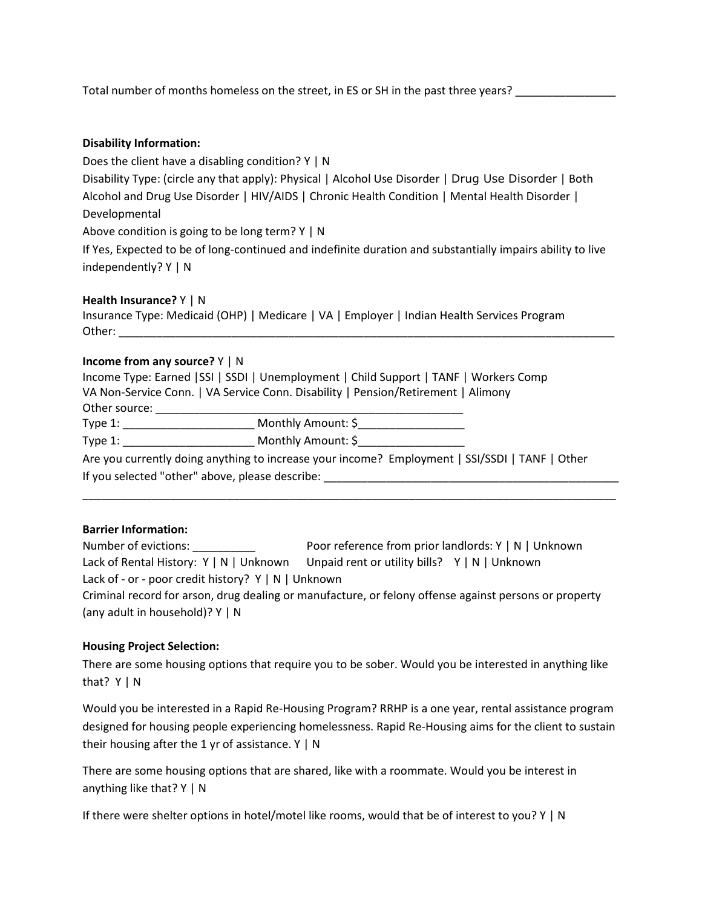Total number of months homeless on the street, in ES or SH in the past three years? ________________

**Disability Information:**

Does the client have a disabling condition? Y | N

Disability Type: (circle any that apply): Physical | Alcohol Use Disorder | Drug Use Disorder | Both Alcohol and Drug Use Disorder | HIV/AIDS | Chronic Health Condition | Mental Health Disorder | Developmental

Above condition is going to be long term? Y | N

If Yes, Expected to be of long-continued and indefinite duration and substantially impairs ability to live independently? Y | N

**Health Insurance?** Y | N

Insurance Type: Medicaid (OHP) | Medicare | VA | Employer | Indian Health Services Program

Other: ___________________________________________________________________________________

**Income from any source?** Y | N

Income Type: Earned |SSI | SSDI | Unemployment | Child Support | TANF | Workers Comp

VA Non-Service Conn. | VA Service Conn. Disability | Pension/Retirement | Alimony

Other source: ___________________________________________________

Type 1: _____________________ Monthly Amount: $_________________

Type 1: _____________________ Monthly Amount: $_________________

Are you currently doing anything to increase your income? Employment | SSI/SSDI | TANF | Other

If you selected "other" above, please describe: __________________________________________________

___________________________________________________________________________________________

**Barrier Information:**

Number of evictions: __________

Poor reference from prior landlords: Y | N | Unknown

Lack of Rental History: Y | N | Unknown

Unpaid rent or utility bills? Y | N | Unknown

Lack of - or - poor credit history? Y | N | Unknown

Criminal record for arson, drug dealing or manufacture, or felony offense against persons or property (any adult in household)? Y | N

**Housing Project Selection:**

There are some housing options that require you to be sober. Would you be interested in anything like that? Y | N

Would you be interested in a Rapid Re-Housing Program? RRHP is a one year, rental assistance program designed for housing people experiencing homelessness. Rapid Re-Housing aims for the client to sustain their housing after the 1 yr of assistance. Y | N

There are some housing options that are shared, like with a roommate. Would you be interest in anything like that? Y | N

If there were shelter options in hotel/motel like rooms, would that be of interest to you? Y | N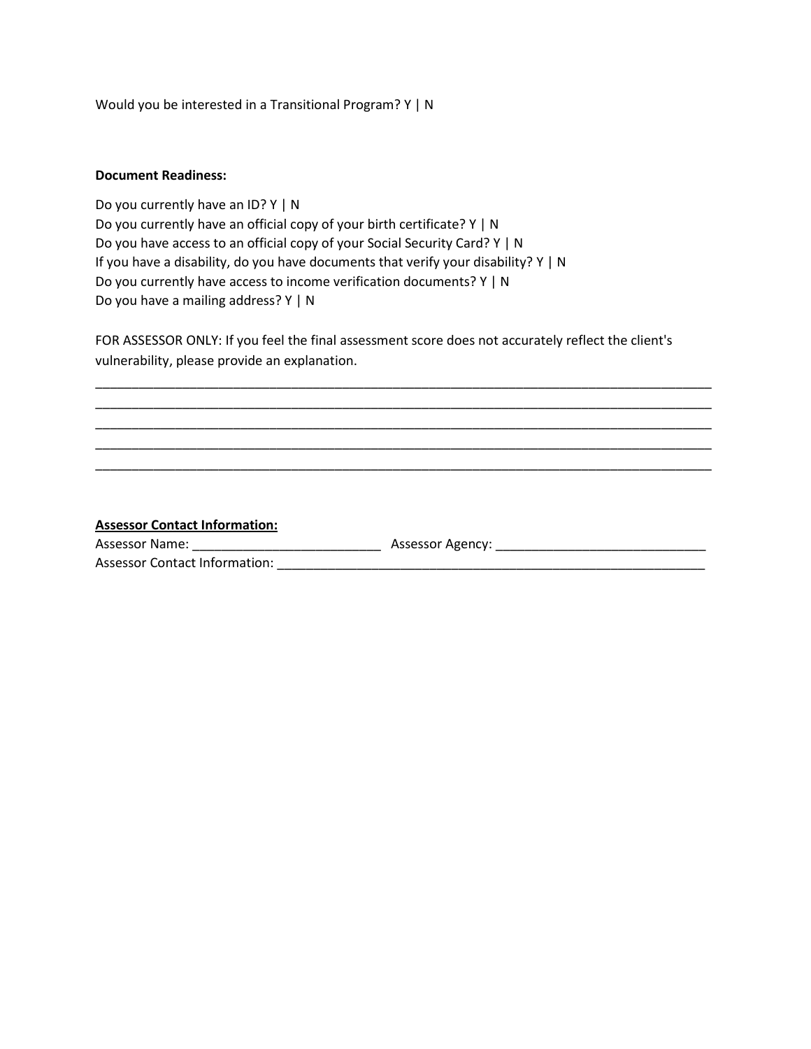Would you be interested in a Transitional Program? Y | N

**Document Readiness:**

Do you currently have an ID? Y | N
Do you currently have an official copy of your birth certificate? Y | N
Do you have access to an official copy of your Social Security Card? Y | N
If you have a disability, do you have documents that verify your disability? Y | N
Do you currently have access to income verification documents? Y | N
Do you have a mailing address? Y | N

FOR ASSESSOR ONLY: If you feel the final assessment score does not accurately reflect the client's vulnerability, please provide an explanation.

___________________________________________________________________________________
___________________________________________________________________________________
___________________________________________________________________________________
___________________________________________________________________________________
___________________________________________________________________________________

**<u>Assessor Contact Information:</u>**

Assessor Name: __________________________ Assessor Agency: _____________________________
Assessor Contact Information: ___________________________________________________________